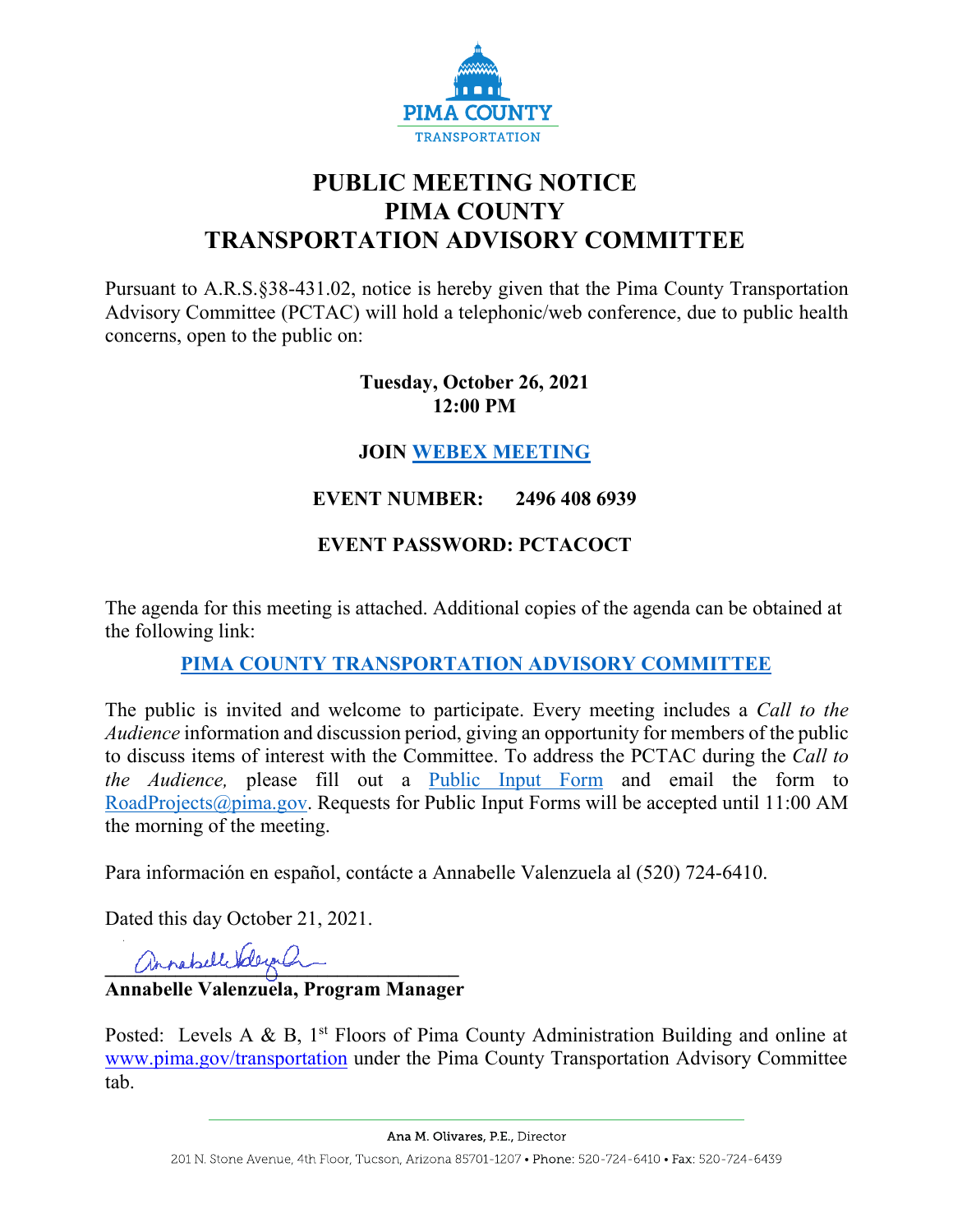PIMA COUNTY
TRANSPORTATION

# PUBLIC MEETING NOTICE
# PIMA COUNTY
# TRANSPORTATION ADVISORY COMMITTEE

Pursuant to A.R.S.§38-431.02, notice is hereby given that the Pima County Transportation Advisory Committee (PCTAC) will hold a telephonic/web conference, due to public health concerns, open to the public on:

**Tuesday, October 26, 2021**
**12:00 PM**

**JOIN WEBEX MEETING**

**EVENT NUMBER: 2496 408 6939**

**EVENT PASSWORD: PCTACOCT**

The agenda for this meeting is attached. Additional copies of the agenda can be obtained at the following link:

**PIMA COUNTY TRANSPORTATION ADVISORY COMMITTEE**

The public is invited and welcome to participate. Every meeting includes a *Call to the Audience* information and discussion period, giving an opportunity for members of the public to discuss items of interest with the Committee. To address the PCTAC during the *Call to the Audience,* please fill out a Public Input Form and email the form to RoadProjects@pima.gov. Requests for Public Input Forms will be accepted until 11:00 AM the morning of the meeting.

Para información en español, contácte a Annabelle Valenzuela al (520) 724-6410.

Dated this day October 21, 2021.

**Annabelle Valenzuela, Program Manager**

Posted: Levels A & B, 1st Floors of Pima County Administration Building and online at www.pima.gov/transportation under the Pima County Transportation Advisory Committee tab.

Ana M. Olivares, P.E., Director
201 N. Stone Avenue, 4th Floor, Tucson, Arizona 85701-1207 • Phone: 520-724-6410 • Fax: 520-724-6439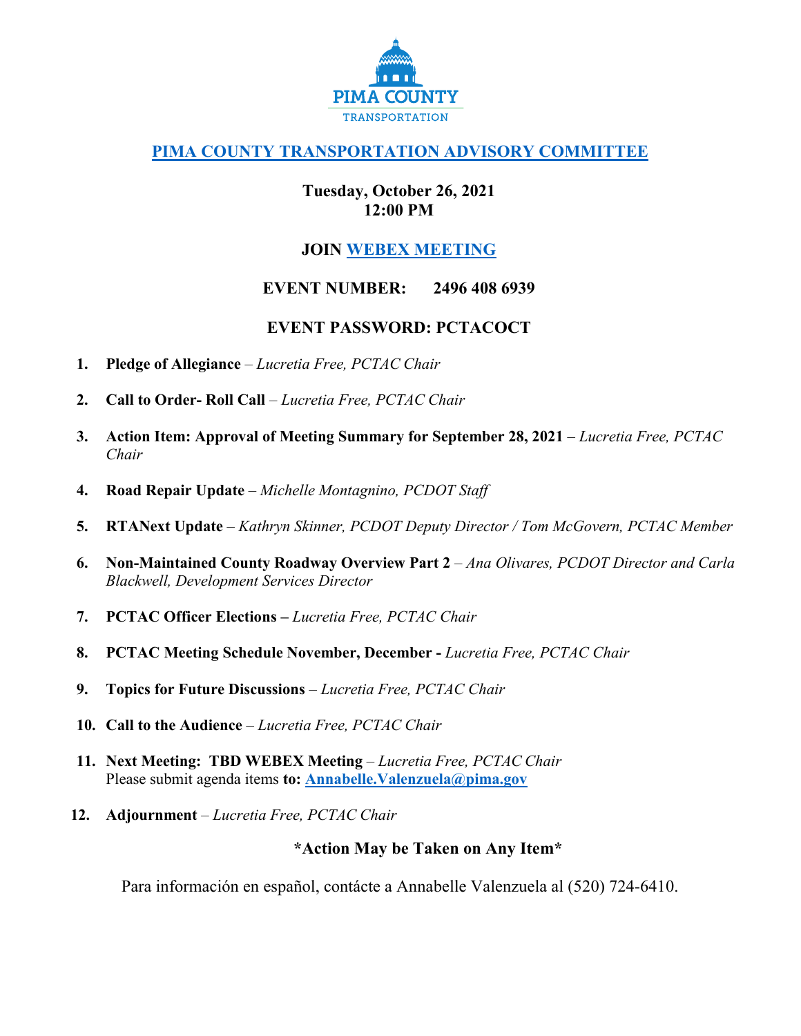PIMA COUNTY
TRANSPORTATION

# PIMA COUNTY TRANSPORTATION ADVISORY COMMITTEE

**Tuesday, October 26, 2021**
**12:00 PM**

**JOIN WEBEX MEETING**

**EVENT NUMBER: 2496 408 6939**

**EVENT PASSWORD: PCTACOCT**

1. **Pledge of Allegiance** – *Lucretia Free, PCTAC Chair*

2. **Call to Order- Roll Call** – *Lucretia Free, PCTAC Chair*

3. **Action Item: Approval of Meeting Summary for September 28, 2021** – *Lucretia Free, PCTAC Chair*

4. **Road Repair Update** – *Michelle Montagnino, PCDOT Staff*

5. **RTANext Update** – *Kathryn Skinner, PCDOT Deputy Director / Tom McGovern, PCTAC Member*

6. **Non-Maintained County Roadway Overview Part 2** – *Ana Olivares, PCDOT Director and Carla Blackwell, Development Services Director*

7. **PCTAC Officer Elections –** *Lucretia Free, PCTAC Chair*

8. **PCTAC Meeting Schedule November, December -** *Lucretia Free, PCTAC Chair*

9. **Topics for Future Discussions** – *Lucretia Free, PCTAC Chair*

10. **Call to the Audience** – *Lucretia Free, PCTAC Chair*

11. **Next Meeting: TBD WEBEX Meeting** – *Lucretia Free, PCTAC Chair*
    Please submit agenda items **to: Annabelle.Valenzuela@pima.gov**

12. **Adjournment** – *Lucretia Free, PCTAC Chair*

**\*Action May be Taken on Any Item\***

Para información en español, contácte a Annabelle Valenzuela al (520) 724-6410.